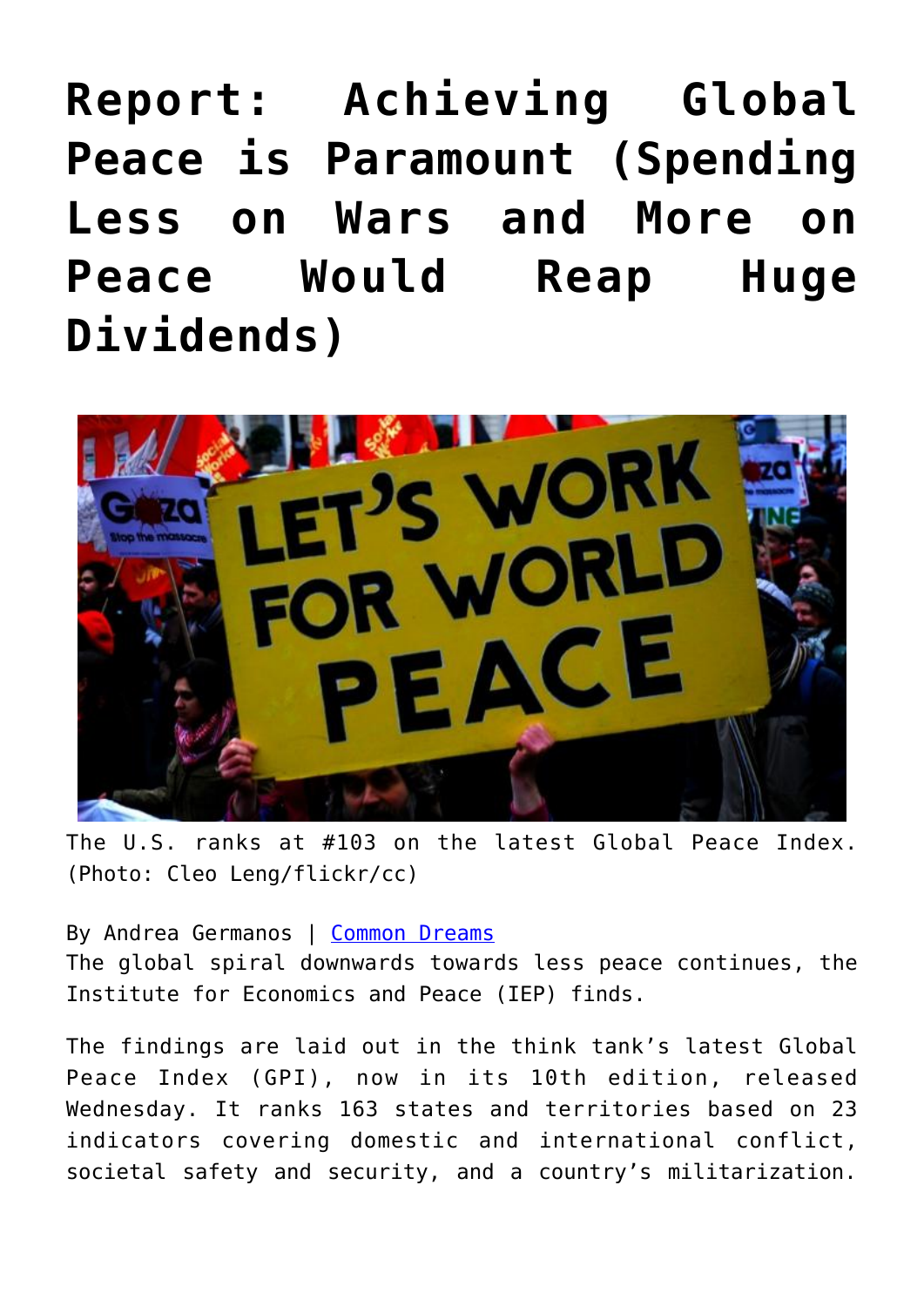# Report: Achieving Global Peace is Paramount (Spending Less on Wars and More on Peace Would Reap Huge Dividends)

The U.S. ranks at #103 on the latest Global Peace Index. (Photo: Cleo Leng/flickr/cc)

By Andrea Germanos | [Common Dreams]

The global spiral downwards towards less peace continues, the Institute for Economics and Peace (IEP) finds.

The findings are laid out in the think tank's latest Global Peace Index (GPI), now in its 10th edition, released Wednesday. It ranks 163 states and territories based on 23 indicators covering domestic and international conflict, societal safety and security, and a country's militarization.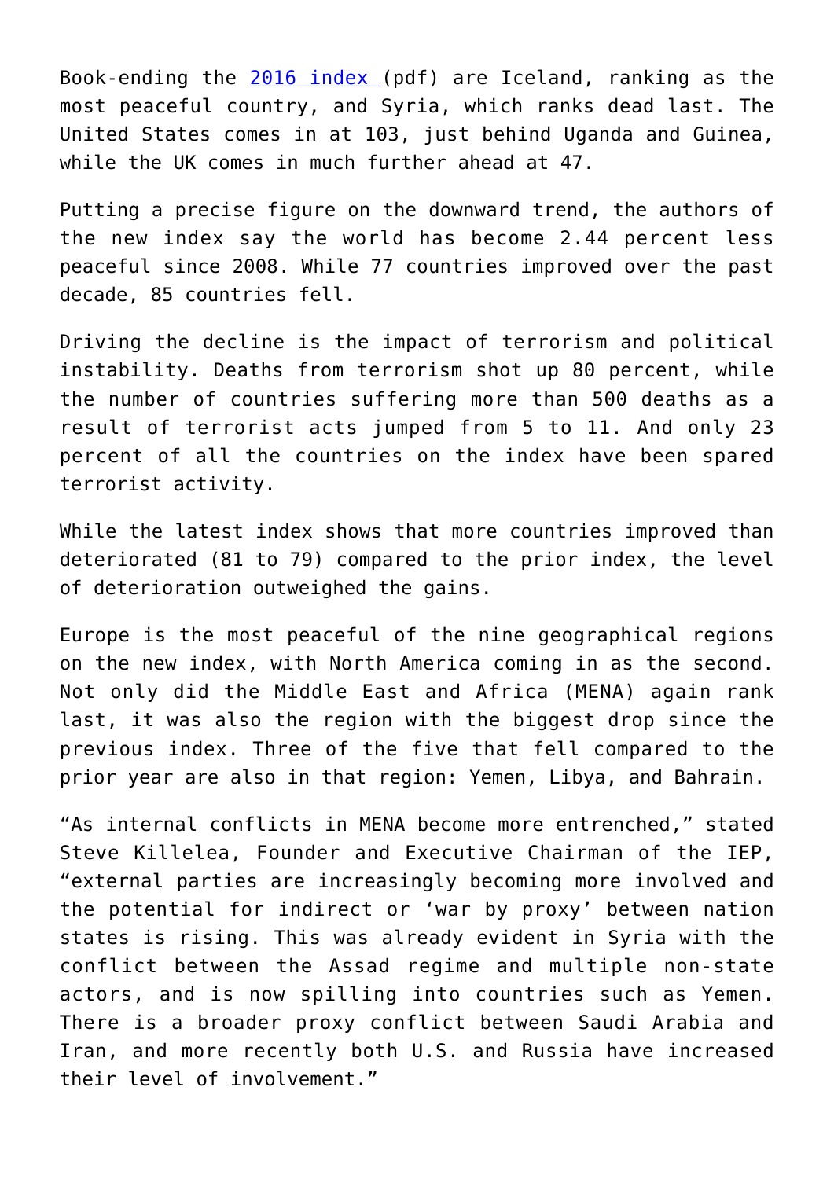Book-ending the [2016 index ](pdf) are Iceland, ranking as the most peaceful country, and Syria, which ranks dead last. The United States comes in at 103, just behind Uganda and Guinea, while the UK comes in much further ahead at 47.

Putting a precise figure on the downward trend, the authors of the new index say the world has become 2.44 percent less peaceful since 2008. While 77 countries improved over the past decade, 85 countries fell.

Driving the decline is the impact of terrorism and political instability. Deaths from terrorism shot up 80 percent, while the number of countries suffering more than 500 deaths as a result of terrorist acts jumped from 5 to 11. And only 23 percent of all the countries on the index have been spared terrorist activity.

While the latest index shows that more countries improved than deteriorated (81 to 79) compared to the prior index, the level of deterioration outweighed the gains.

Europe is the most peaceful of the nine geographical regions on the new index, with North America coming in as the second. Not only did the Middle East and Africa (MENA) again rank last, it was also the region with the biggest drop since the previous index. Three of the five that fell compared to the prior year are also in that region: Yemen, Libya, and Bahrain.

"As internal conflicts in MENA become more entrenched," stated Steve Killelea, Founder and Executive Chairman of the IEP, "external parties are increasingly becoming more involved and the potential for indirect or 'war by proxy' between nation states is rising. This was already evident in Syria with the conflict between the Assad regime and multiple non-state actors, and is now spilling into countries such as Yemen. There is a broader proxy conflict between Saudi Arabia and Iran, and more recently both U.S. and Russia have increased their level of involvement."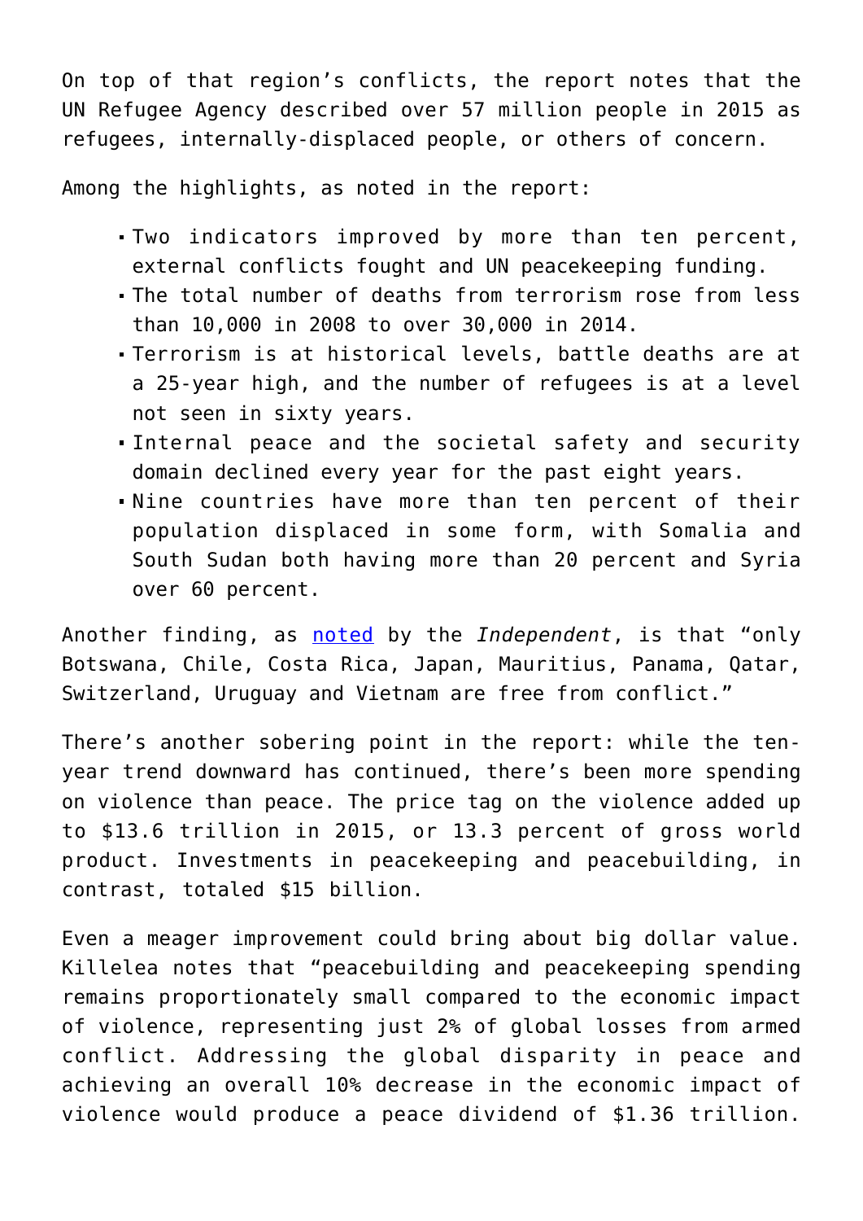On top of that region's conflicts, the report notes that the UN Refugee Agency described over 57 million people in 2015 as refugees, internally-displaced people, or others of concern.

Among the highlights, as noted in the report:

- Two indicators improved by more than ten percent, external conflicts fought and UN peacekeeping funding.
- The total number of deaths from terrorism rose from less than 10,000 in 2008 to over 30,000 in 2014.
- Terrorism is at historical levels, battle deaths are at a 25-year high, and the number of refugees is at a level not seen in sixty years.
- Internal peace and the societal safety and security domain declined every year for the past eight years.
- Nine countries have more than ten percent of their population displaced in some form, with Somalia and South Sudan both having more than 20 percent and Syria over 60 percent.

Another finding, as noted by the *Independent*, is that "only Botswana, Chile, Costa Rica, Japan, Mauritius, Panama, Qatar, Switzerland, Uruguay and Vietnam are free from conflict."

There's another sobering point in the report: while the ten-year trend downward has continued, there's been more spending on violence than peace. The price tag on the violence added up to $13.6 trillion in 2015, or 13.3 percent of gross world product. Investments in peacekeeping and peacebuilding, in contrast, totaled $15 billion.

Even a meager improvement could bring about big dollar value. Killelea notes that "peacebuilding and peacekeeping spending remains proportionately small compared to the economic impact of violence, representing just 2% of global losses from armed conflict. Addressing the global disparity in peace and achieving an overall 10% decrease in the economic impact of violence would produce a peace dividend of $1.36 trillion.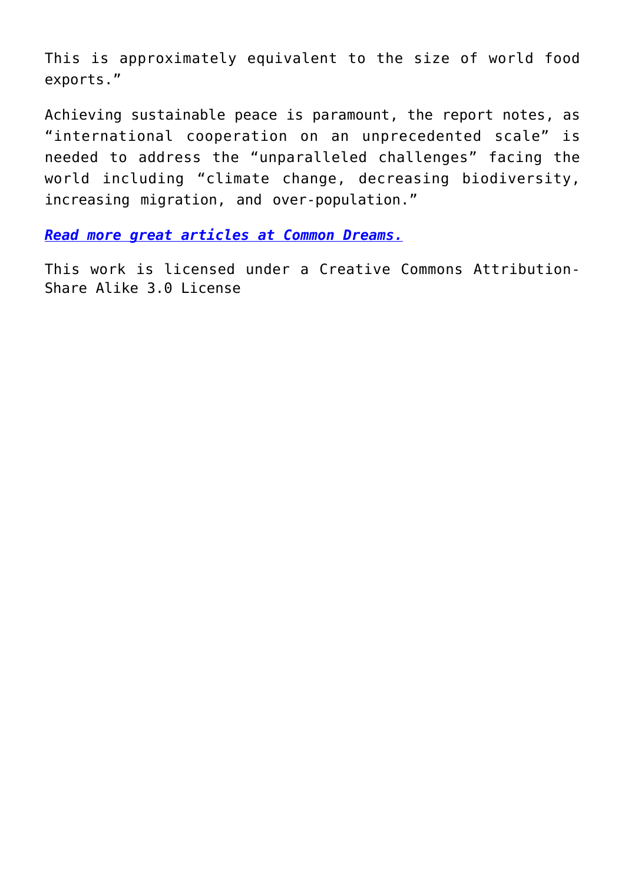This is approximately equivalent to the size of world food exports."

Achieving sustainable peace is paramount, the report notes, as "international cooperation on an unprecedented scale" is needed to address the "unparalleled challenges" facing the world including "climate change, decreasing biodiversity, increasing migration, and over-population."

***Read more great articles at Common Dreams.***

This work is licensed under a Creative Commons Attribution-Share Alike 3.0 License